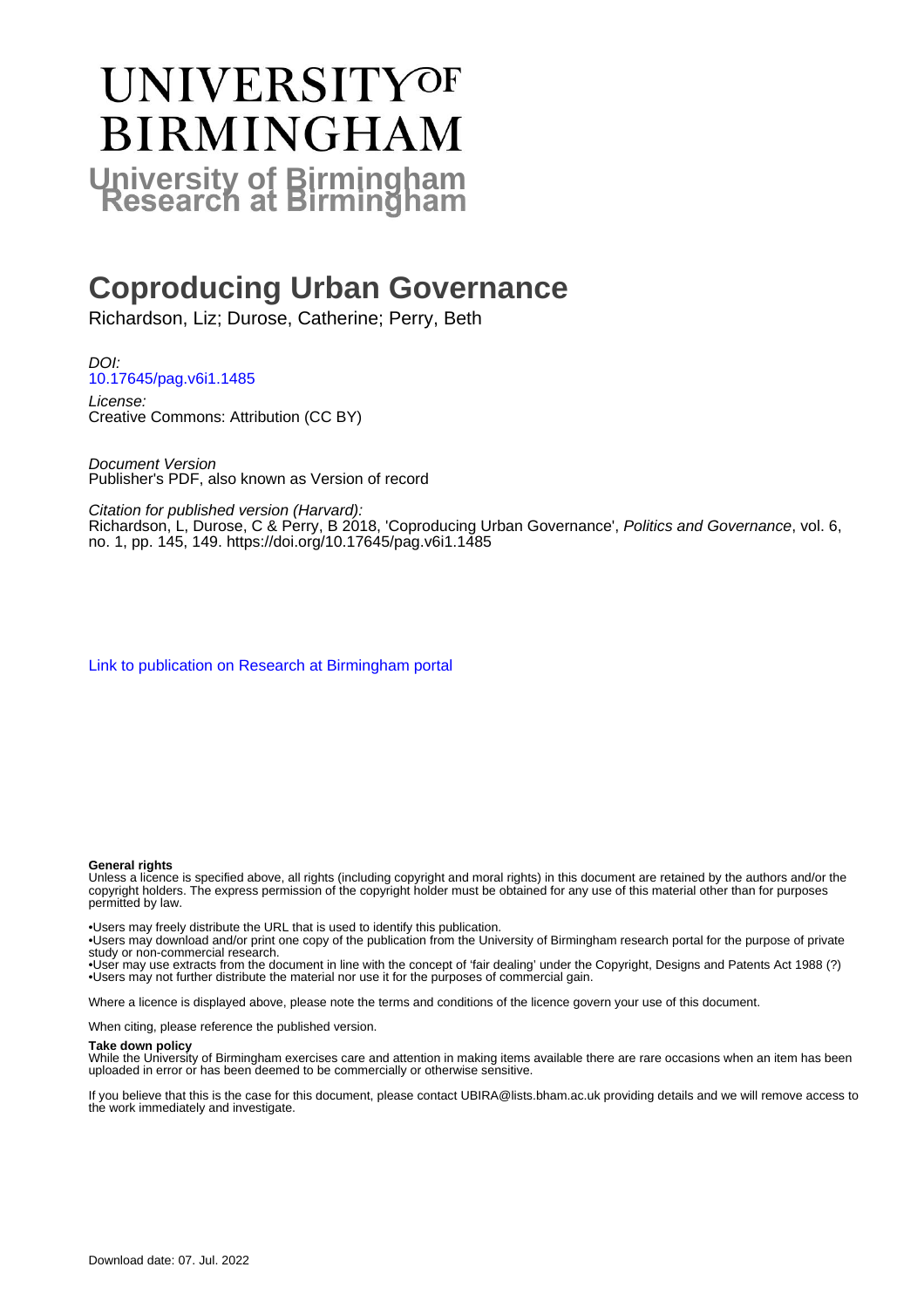# UNIVERSITY OF BIRMINGHAM

## University of Birmingham Research at Birmingham

# Coproducing Urban Governance

Richardson, Liz; Durose, Catherine; Perry, Beth

*DOI:*
10.17645/pag.v6i1.1485

*License:*
Creative Commons: Attribution (CC BY)

*Document Version*
Publisher's PDF, also known as Version of record

*Citation for published version (Harvard):*
Richardson, L, Durose, C & Perry, B 2018, 'Coproducing Urban Governance', *Politics and Governance*, vol. 6, no. 1, pp. 145, 149. https://doi.org/10.17645/pag.v6i1.1485

Link to publication on Research at Birmingham portal

**General rights**
Unless a licence is specified above, all rights (including copyright and moral rights) in this document are retained by the authors and/or the copyright holders. The express permission of the copyright holder must be obtained for any use of this material other than for purposes permitted by law.

•Users may freely distribute the URL that is used to identify this publication.
•Users may download and/or print one copy of the publication from the University of Birmingham research portal for the purpose of private study or non-commercial research.
•User may use extracts from the document in line with the concept of 'fair dealing' under the Copyright, Designs and Patents Act 1988 (?)
•Users may not further distribute the material nor use it for the purposes of commercial gain.

Where a licence is displayed above, please note the terms and conditions of the licence govern your use of this document.

When citing, please reference the published version.

**Take down policy**
While the University of Birmingham exercises care and attention in making items available there are rare occasions when an item has been uploaded in error or has been deemed to be commercially or otherwise sensitive.

If you believe that this is the case for this document, please contact UBIRA@lists.bham.ac.uk providing details and we will remove access to the work immediately and investigate.

Download date: 07. Jul. 2022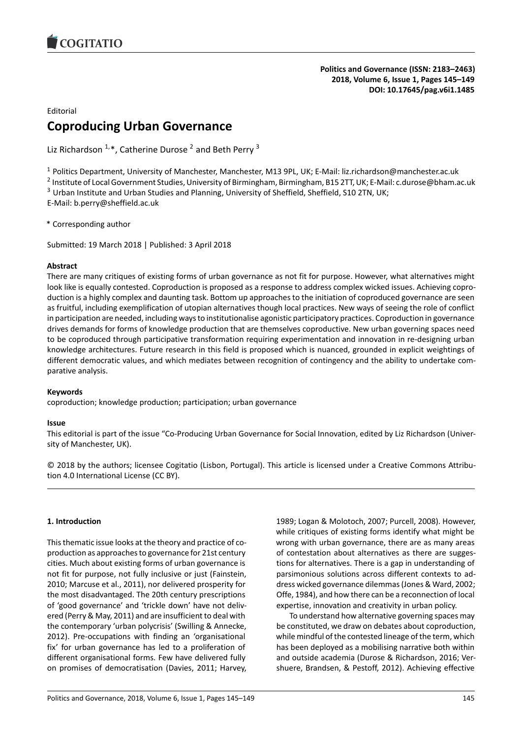Editorial

# Coproducing Urban Governance

Liz Richardson [1,*], Catherine Durose [2] and Beth Perry [3]

[1] Politics Department, University of Manchester, Manchester, M13 9PL, UK; E-Mail: liz.richardson@manchester.ac.uk
[2] Institute of Local Government Studies, University of Birmingham, Birmingham, B15 2TT, UK; E-Mail: c.durose@bham.ac.uk
[3] Urban Institute and Urban Studies and Planning, University of Sheffield, Sheffield, S10 2TN, UK;
E-Mail: b.perry@sheffield.ac.uk

* Corresponding author

Submitted: 19 March 2018 | Published: 3 April 2018

**Abstract**

There are many critiques of existing forms of urban governance as not fit for purpose. However, what alternatives might look like is equally contested. Coproduction is proposed as a response to address complex wicked issues. Achieving coproduction is a highly complex and daunting task. Bottom up approaches to the initiation of coproduced governance are seen as fruitful, including exemplification of utopian alternatives though local practices. New ways of seeing the role of conflict in participation are needed, including ways to institutionalise agonistic participatory practices. Coproduction in governance drives demands for forms of knowledge production that are themselves coproductive. New urban governing spaces need to be coproduced through participative transformation requiring experimentation and innovation in re-designing urban knowledge architectures. Future research in this field is proposed which is nuanced, grounded in explicit weightings of different democratic values, and which mediates between recognition of contingency and the ability to undertake comparative analysis.

**Keywords**

coproduction; knowledge production; participation; urban governance

**Issue**

This editorial is part of the issue "Co-Producing Urban Governance for Social Innovation, edited by Liz Richardson (University of Manchester, UK).

© 2018 by the authors; licensee Cogitatio (Lisbon, Portugal). This article is licensed under a Creative Commons Attribution 4.0 International License (CC BY).

## 1. Introduction

This thematic issue looks at the theory and practice of coproduction as approaches to governance for 21st century cities. Much about existing forms of urban governance is not fit for purpose, not fully inclusive or just (Fainstein, 2010; Marcuse et al., 2011), nor delivered prosperity for the most disadvantaged. The 20th century prescriptions of 'good governance' and 'trickle down' have not delivered (Perry & May, 2011) and are insufficient to deal with the contemporary 'urban polycrisis' (Swilling & Annecke, 2012). Pre-occupations with finding an 'organisational fix' for urban governance has led to a proliferation of different organisational forms. Few have delivered fully on promises of democratisation (Davies, 2011; Harvey, 1989; Logan & Molotoch, 2007; Purcell, 2008). However, while critiques of existing forms identify what might be wrong with urban governance, there are as many areas of contestation about alternatives as there are suggestions for alternatives. There is a gap in understanding of parsimonious solutions across different contexts to address wicked governance dilemmas (Jones & Ward, 2002; Offe, 1984), and how there can be a reconnection of local expertise, innovation and creativity in urban policy.

To understand how alternative governing spaces may be constituted, we draw on debates about coproduction, while mindful of the contested lineage of the term, which has been deployed as a mobilising narrative both within and outside academia (Durose & Richardson, 2016; Vershuere, Brandsen, & Pestoff, 2012). Achieving effective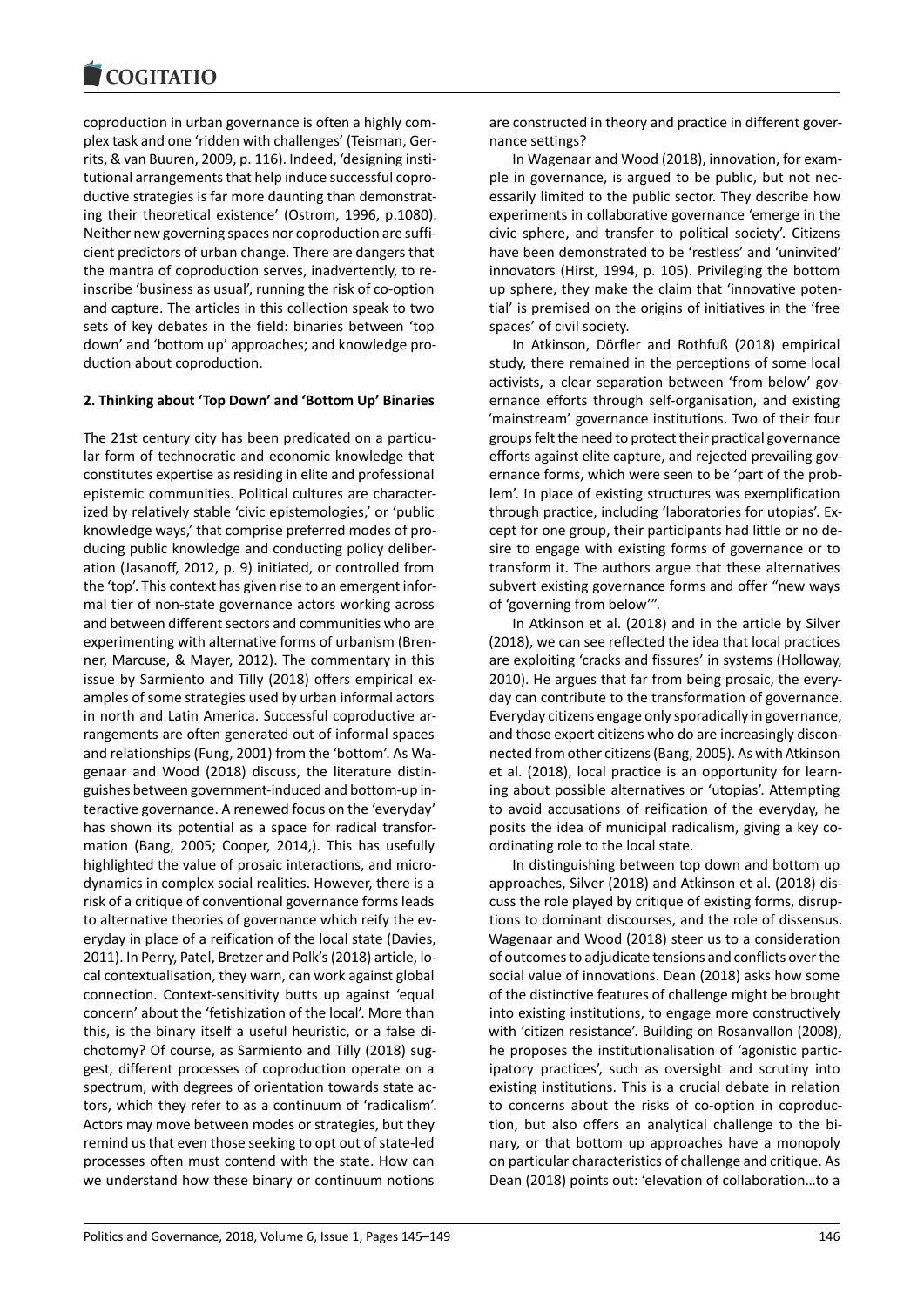coproduction in urban governance is often a highly complex task and one 'ridden with challenges' (Teisman, Gerrits, & van Buuren, 2009, p. 116). Indeed, 'designing institutional arrangements that help induce successful coproductive strategies is far more daunting than demonstrating their theoretical existence' (Ostrom, 1996, p.1080). Neither new governing spaces nor coproduction are sufficient predictors of urban change. There are dangers that the mantra of coproduction serves, inadvertently, to reinscribe 'business as usual', running the risk of co-option and capture. The articles in this collection speak to two sets of key debates in the field: binaries between 'top down' and 'bottom up' approaches; and knowledge production about coproduction.

## 2. Thinking about 'Top Down' and 'Bottom Up' Binaries

The 21st century city has been predicated on a particular form of technocratic and economic knowledge that constitutes expertise as residing in elite and professional epistemic communities. Political cultures are characterized by relatively stable 'civic epistemologies,' or 'public knowledge ways,' that comprise preferred modes of producing public knowledge and conducting policy deliberation (Jasanoff, 2012, p. 9) initiated, or controlled from the 'top'. This context has given rise to an emergent informal tier of non-state governance actors working across and between different sectors and communities who are experimenting with alternative forms of urbanism (Brenner, Marcuse, & Mayer, 2012). The commentary in this issue by Sarmiento and Tilly (2018) offers empirical examples of some strategies used by urban informal actors in north and Latin America. Successful coproductive arrangements are often generated out of informal spaces and relationships (Fung, 2001) from the 'bottom'. As Wagenaar and Wood (2018) discuss, the literature distinguishes between government-induced and bottom-up interactive governance. A renewed focus on the 'everyday' has shown its potential as a space for radical transformation (Bang, 2005; Cooper, 2014,). This has usefully highlighted the value of prosaic interactions, and microdynamics in complex social realities. However, there is a risk of a critique of conventional governance forms leads to alternative theories of governance which reify the everyday in place of a reification of the local state (Davies, 2011). In Perry, Patel, Bretzer and Polk's (2018) article, local contextualisation, they warn, can work against global connection. Context-sensitivity butts up against 'equal concern' about the 'fetishization of the local'. More than this, is the binary itself a useful heuristic, or a false dichotomy? Of course, as Sarmiento and Tilly (2018) suggest, different processes of coproduction operate on a spectrum, with degrees of orientation towards state actors, which they refer to as a continuum of 'radicalism'. Actors may move between modes or strategies, but they remind us that even those seeking to opt out of state-led processes often must contend with the state. How can we understand how these binary or continuum notions are constructed in theory and practice in different governance settings?

In Wagenaar and Wood (2018), innovation, for example in governance, is argued to be public, but not necessarily limited to the public sector. They describe how experiments in collaborative governance 'emerge in the civic sphere, and transfer to political society'. Citizens have been demonstrated to be 'restless' and 'uninvited' innovators (Hirst, 1994, p. 105). Privileging the bottom up sphere, they make the claim that 'innovative potential' is premised on the origins of initiatives in the 'free spaces' of civil society.

In Atkinson, Dörfler and Rothfuß (2018) empirical study, there remained in the perceptions of some local activists, a clear separation between 'from below' governance efforts through self-organisation, and existing 'mainstream' governance institutions. Two of their four groups felt the need to protect their practical governance efforts against elite capture, and rejected prevailing governance forms, which were seen to be 'part of the problem'. In place of existing structures was exemplification through practice, including 'laboratories for utopias'. Except for one group, their participants had little or no desire to engage with existing forms of governance or to transform it. The authors argue that these alternatives subvert existing governance forms and offer "new ways of 'governing from below'".

In Atkinson et al. (2018) and in the article by Silver (2018), we can see reflected the idea that local practices are exploiting 'cracks and fissures' in systems (Holloway, 2010). He argues that far from being prosaic, the everyday can contribute to the transformation of governance. Everyday citizens engage only sporadically in governance, and those expert citizens who do are increasingly disconnected from other citizens (Bang, 2005). As with Atkinson et al. (2018), local practice is an opportunity for learning about possible alternatives or 'utopias'. Attempting to avoid accusations of reification of the everyday, he posits the idea of municipal radicalism, giving a key coordinating role to the local state.

In distinguishing between top down and bottom up approaches, Silver (2018) and Atkinson et al. (2018) discuss the role played by critique of existing forms, disruptions to dominant discourses, and the role of dissensus. Wagenaar and Wood (2018) steer us to a consideration of outcomes to adjudicate tensions and conflicts over the social value of innovations. Dean (2018) asks how some of the distinctive features of challenge might be brought into existing institutions, to engage more constructively with 'citizen resistance'. Building on Rosanvallon (2008), he proposes the institutionalisation of 'agonistic participatory practices', such as oversight and scrutiny into existing institutions. This is a crucial debate in relation to concerns about the risks of co-option in coproduction, but also offers an analytical challenge to the binary, or that bottom up approaches have a monopoly on particular characteristics of challenge and critique. As Dean (2018) points out: 'elevation of collaboration…to a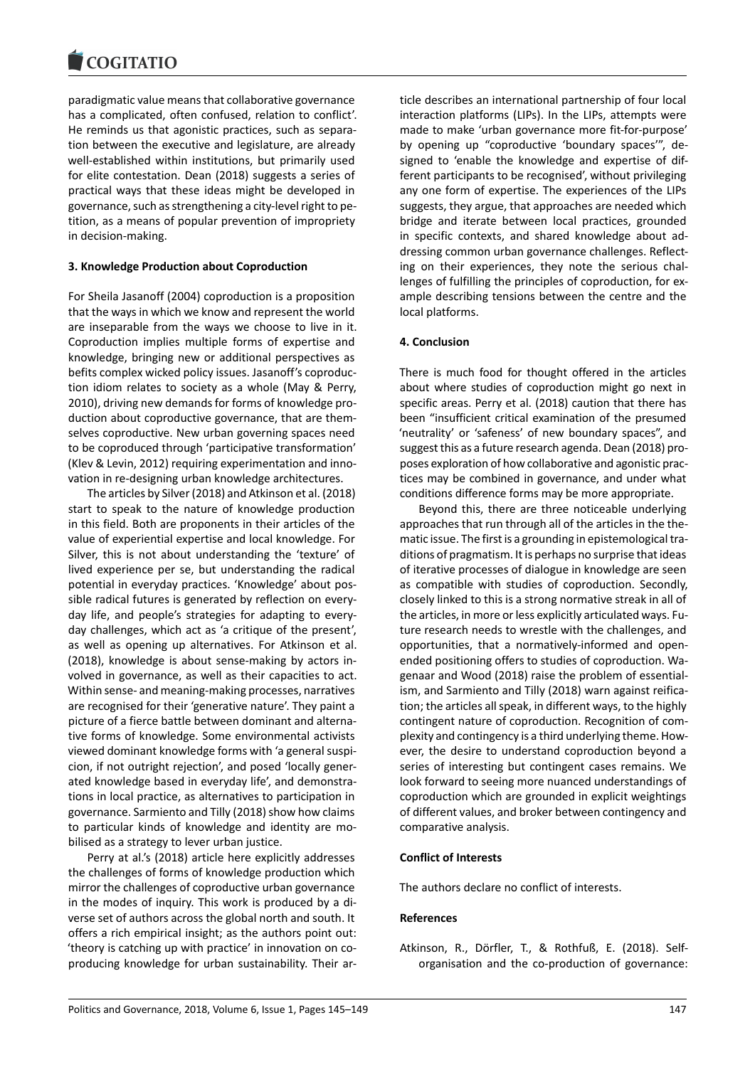paradigmatic value means that collaborative governance has a complicated, often confused, relation to conflict'. He reminds us that agonistic practices, such as separation between the executive and legislature, are already well-established within institutions, but primarily used for elite contestation. Dean (2018) suggests a series of practical ways that these ideas might be developed in governance, such as strengthening a city-level right to petition, as a means of popular prevention of impropriety in decision-making.

### 3. Knowledge Production about Coproduction

For Sheila Jasanoff (2004) coproduction is a proposition that the ways in which we know and represent the world are inseparable from the ways we choose to live in it. Coproduction implies multiple forms of expertise and knowledge, bringing new or additional perspectives as befits complex wicked policy issues. Jasanoff's coproduction idiom relates to society as a whole (May & Perry, 2010), driving new demands for forms of knowledge production about coproductive governance, that are themselves coproductive. New urban governing spaces need to be coproduced through 'participative transformation' (Klev & Levin, 2012) requiring experimentation and innovation in re-designing urban knowledge architectures.

The articles by Silver (2018) and Atkinson et al. (2018) start to speak to the nature of knowledge production in this field. Both are proponents in their articles of the value of experiential expertise and local knowledge. For Silver, this is not about understanding the 'texture' of lived experience per se, but understanding the radical potential in everyday practices. 'Knowledge' about possible radical futures is generated by reflection on everyday life, and people's strategies for adapting to everyday challenges, which act as 'a critique of the present', as well as opening up alternatives. For Atkinson et al. (2018), knowledge is about sense-making by actors involved in governance, as well as their capacities to act. Within sense- and meaning-making processes, narratives are recognised for their 'generative nature'. They paint a picture of a fierce battle between dominant and alternative forms of knowledge. Some environmental activists viewed dominant knowledge forms with 'a general suspicion, if not outright rejection', and posed 'locally generated knowledge based in everyday life', and demonstrations in local practice, as alternatives to participation in governance. Sarmiento and Tilly (2018) show how claims to particular kinds of knowledge and identity are mobilised as a strategy to lever urban justice.

Perry at al.'s (2018) article here explicitly addresses the challenges of forms of knowledge production which mirror the challenges of coproductive urban governance in the modes of inquiry. This work is produced by a diverse set of authors across the global north and south. It offers a rich empirical insight; as the authors point out: 'theory is catching up with practice' in innovation on coproducing knowledge for urban sustainability. Their article describes an international partnership of four local interaction platforms (LIPs). In the LIPs, attempts were made to make 'urban governance more fit-for-purpose' by opening up "coproductive 'boundary spaces'", designed to 'enable the knowledge and expertise of different participants to be recognised', without privileging any one form of expertise. The experiences of the LIPs suggests, they argue, that approaches are needed which bridge and iterate between local practices, grounded in specific contexts, and shared knowledge about addressing common urban governance challenges. Reflecting on their experiences, they note the serious challenges of fulfilling the principles of coproduction, for example describing tensions between the centre and the local platforms.

### 4. Conclusion

There is much food for thought offered in the articles about where studies of coproduction might go next in specific areas. Perry et al. (2018) caution that there has been "insufficient critical examination of the presumed 'neutrality' or 'safeness' of new boundary spaces", and suggest this as a future research agenda. Dean (2018) proposes exploration of how collaborative and agonistic practices may be combined in governance, and under what conditions difference forms may be more appropriate.

Beyond this, there are three noticeable underlying approaches that run through all of the articles in the thematic issue. The first is a grounding in epistemological traditions of pragmatism. It is perhaps no surprise that ideas of iterative processes of dialogue in knowledge are seen as compatible with studies of coproduction. Secondly, closely linked to this is a strong normative streak in all of the articles, in more or less explicitly articulated ways. Future research needs to wrestle with the challenges, and opportunities, that a normatively-informed and open-ended positioning offers to studies of coproduction. Wagenaar and Wood (2018) raise the problem of essentialism, and Sarmiento and Tilly (2018) warn against reification; the articles all speak, in different ways, to the highly contingent nature of coproduction. Recognition of complexity and contingency is a third underlying theme. However, the desire to understand coproduction beyond a series of interesting but contingent cases remains. We look forward to seeing more nuanced understandings of coproduction which are grounded in explicit weightings of different values, and broker between contingency and comparative analysis.

### Conflict of Interests

The authors declare no conflict of interests.

### References

Atkinson, R., Dörfler, T., & Rothfuß, E. (2018). Self-organisation and the co-production of governance: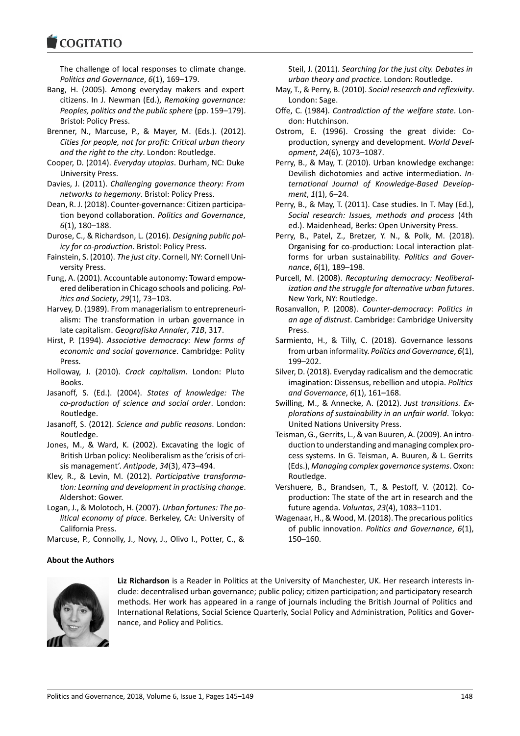The challenge of local responses to climate change. *Politics and Governance*, *6*(1), 169–179.

Bang, H. (2005). Among everyday makers and expert citizens. In J. Newman (Ed.), *Remaking governance: Peoples, politics and the public sphere* (pp. 159–179). Bristol: Policy Press.

Brenner, N., Marcuse, P., & Mayer, M. (Eds.). (2012). *Cities for people, not for profit: Critical urban theory and the right to the city*. London: Routledge.

Cooper, D. (2014). *Everyday utopias*. Durham, NC: Duke University Press.

Davies, J. (2011). *Challenging governance theory: From networks to hegemony*. Bristol: Policy Press.

Dean, R. J. (2018). Counter-governance: Citizen participation beyond collaboration. *Politics and Governance*, *6*(1), 180–188.

Durose, C., & Richardson, L. (2016). *Designing public policy for co-production*. Bristol: Policy Press.

Fainstein, S. (2010). *The just city*. Cornell, NY: Cornell University Press.

Fung, A. (2001). Accountable autonomy: Toward empowered deliberation in Chicago schools and policing. *Politics and Society*, *29*(1), 73–103.

Harvey, D. (1989). From managerialism to entrepreneurialism: The transformation in urban governance in late capitalism. *Geografiska Annaler*, *71B*, 317.

Hirst, P. (1994). *Associative democracy: New forms of economic and social governance*. Cambridge: Polity Press.

Holloway, J. (2010). *Crack capitalism*. London: Pluto Books.

Jasanoff, S. (Ed.). (2004). *States of knowledge: The co-production of science and social order*. London: Routledge.

Jasanoff, S. (2012). *Science and public reasons*. London: Routledge.

Jones, M., & Ward, K. (2002). Excavating the logic of British Urban policy: Neoliberalism as the 'crisis of crisis management'. *Antipode*, *34*(3), 473–494.

Klev, R., & Levin, M. (2012). *Participative transformation: Learning and development in practising change*. Aldershot: Gower.

Logan, J., & Molotoch, H. (2007). *Urban fortunes: The political economy of place*. Berkeley, CA: University of California Press.

Marcuse, P., Connolly, J., Novy, J., Olivo I., Potter, C., & Steil, J. (2011). *Searching for the just city. Debates in urban theory and practice*. London: Routledge.

May, T., & Perry, B. (2010). *Social research and reflexivity*. London: Sage.

Offe, C. (1984). *Contradiction of the welfare state*. London: Hutchinson.

Ostrom, E. (1996). Crossing the great divide: Co-production, synergy and development. *World Development*, *24*(6), 1073–1087.

Perry, B., & May, T. (2010). Urban knowledge exchange: Devilish dichotomies and active intermediation. *International Journal of Knowledge-Based Development*, *1*(1), 6–24.

Perry, B., & May, T. (2011). Case studies. In T. May (Ed.), *Social research: Issues, methods and process* (4th ed.). Maidenhead, Berks: Open University Press.

Perry, B., Patel, Z., Bretzer, Y. N., & Polk, M. (2018). Organising for co-production: Local interaction platforms for urban sustainability. *Politics and Governance*, *6*(1), 189–198.

Purcell, M. (2008). *Recapturing democracy: Neoliberalization and the struggle for alternative urban futures*. New York, NY: Routledge.

Rosanvallon, P. (2008). *Counter-democracy: Politics in an age of distrust*. Cambridge: Cambridge University Press.

Sarmiento, H., & Tilly, C. (2018). Governance lessons from urban informality. *Politics and Governance*, *6*(1), 199–202.

Silver, D. (2018). Everyday radicalism and the democratic imagination: Dissensus, rebellion and utopia. *Politics and Governance*, *6*(1), 161–168.

Swilling, M., & Annecke, A. (2012). *Just transitions. Explorations of sustainability in an unfair world*. Tokyo: United Nations University Press.

Teisman, G., Gerrits, L., & van Buuren, A. (2009). An introduction to understanding and managing complex process systems. In G. Teisman, A. Buuren, & L. Gerrits (Eds.), *Managing complex governance systems*. Oxon: Routledge.

Vershuere, B., Brandsen, T., & Pestoff, V. (2012). Co-production: The state of the art in research and the future agenda. *Voluntas*, *23*(4), 1083–1101.

Wagenaar, H., & Wood, M. (2018). The precarious politics of public innovation. *Politics and Governance*, *6*(1), 150–160.

**About the Authors**

**Liz Richardson** is a Reader in Politics at the University of Manchester, UK. Her research interests include: decentralised urban governance; public policy; citizen participation; and participatory research methods. Her work has appeared in a range of journals including the British Journal of Politics and International Relations, Social Science Quarterly, Social Policy and Administration, Politics and Governance, and Policy and Politics.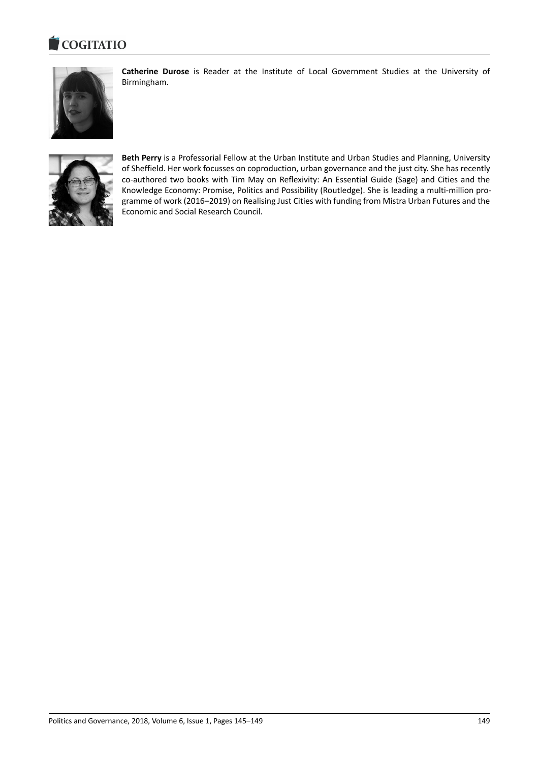**Catherine Durose** is Reader at the Institute of Local Government Studies at the University of Birmingham.

**Beth Perry** is a Professorial Fellow at the Urban Institute and Urban Studies and Planning, University of Sheffield. Her work focusses on coproduction, urban governance and the just city. She has recently co-authored two books with Tim May on Reflexivity: An Essential Guide (Sage) and Cities and the Knowledge Economy: Promise, Politics and Possibility (Routledge). She is leading a multi-million programme of work (2016–2019) on Realising Just Cities with funding from Mistra Urban Futures and the Economic and Social Research Council.